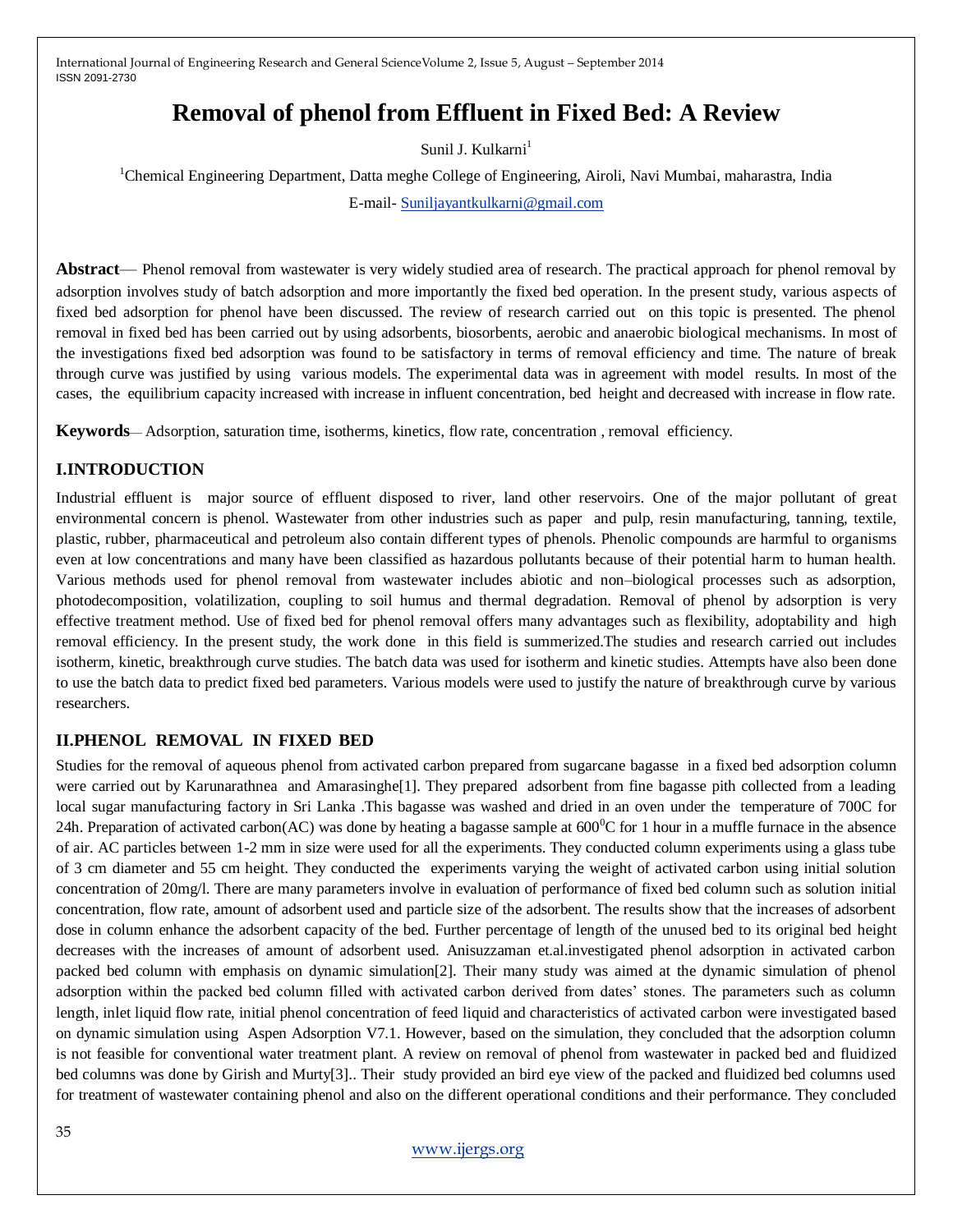# Removal of phenol from Effluent in Fixed Bed: A Review

Sunil J. Kulkarni[1]

[1]Chemical Engineering Department, Datta meghe College of Engineering, Airoli, Navi Mumbai, maharastra, India

E-mail- Suniljayantkulkarni@gmail.com

**Abstract**— Phenol removal from wastewater is very widely studied area of research. The practical approach for phenol removal by adsorption involves study of batch adsorption and more importantly the fixed bed operation. In the present study, various aspects of fixed bed adsorption for phenol have been discussed. The review of research carried out on this topic is presented. The phenol removal in fixed bed has been carried out by using adsorbents, biosorbents, aerobic and anaerobic biological mechanisms. In most of the investigations fixed bed adsorption was found to be satisfactory in terms of removal efficiency and time. The nature of break through curve was justified by using various models. The experimental data was in agreement with model results. In most of the cases, the equilibrium capacity increased with increase in influent concentration, bed height and decreased with increase in flow rate.

**Keywords**— Adsorption, saturation time, isotherms, kinetics, flow rate, concentration , removal efficiency.

## I.INTRODUCTION

Industrial effluent is major source of effluent disposed to river, land other reservoirs. One of the major pollutant of great environmental concern is phenol. Wastewater from other industries such as paper and pulp, resin manufacturing, tanning, textile, plastic, rubber, pharmaceutical and petroleum also contain different types of phenols. Phenolic compounds are harmful to organisms even at low concentrations and many have been classified as hazardous pollutants because of their potential harm to human health. Various methods used for phenol removal from wastewater includes abiotic and non–biological processes such as adsorption, photodecomposition, volatilization, coupling to soil humus and thermal degradation. Removal of phenol by adsorption is very effective treatment method. Use of fixed bed for phenol removal offers many advantages such as flexibility, adoptability and high removal efficiency. In the present study, the work done in this field is summerized.The studies and research carried out includes isotherm, kinetic, breakthrough curve studies. The batch data was used for isotherm and kinetic studies. Attempts have also been done to use the batch data to predict fixed bed parameters. Various models were used to justify the nature of breakthrough curve by various researchers.

## II.PHENOL REMOVAL IN FIXED BED

Studies for the removal of aqueous phenol from activated carbon prepared from sugarcane bagasse in a fixed bed adsorption column were carried out by Karunarathnea and Amarasinghe[1]. They prepared adsorbent from fine bagasse pith collected from a leading local sugar manufacturing factory in Sri Lanka .This bagasse was washed and dried in an oven under the temperature of 700C for 24h. Preparation of activated carbon(AC) was done by heating a bagasse sample at $600^{0}$C for 1 hour in a muffle furnace in the absence of air. AC particles between 1-2 mm in size were used for all the experiments. They conducted column experiments using a glass tube of 3 cm diameter and 55 cm height. They conducted the experiments varying the weight of activated carbon using initial solution concentration of 20mg/l. There are many parameters involve in evaluation of performance of fixed bed column such as solution initial concentration, flow rate, amount of adsorbent used and particle size of the adsorbent. The results show that the increases of adsorbent dose in column enhance the adsorbent capacity of the bed. Further percentage of length of the unused bed to its original bed height decreases with the increases of amount of adsorbent used. Anisuzzaman et.al.investigated phenol adsorption in activated carbon packed bed column with emphasis on dynamic simulation[2]. Their many study was aimed at the dynamic simulation of phenol adsorption within the packed bed column filled with activated carbon derived from dates' stones. The parameters such as column length, inlet liquid flow rate, initial phenol concentration of feed liquid and characteristics of activated carbon were investigated based on dynamic simulation using Aspen Adsorption V7.1. However, based on the simulation, they concluded that the adsorption column is not feasible for conventional water treatment plant. A review on removal of phenol from wastewater in packed bed and fluidized bed columns was done by Girish and Murty[3].. Their study provided an bird eye view of the packed and fluidized bed columns used for treatment of wastewater containing phenol and also on the different operational conditions and their performance. They concluded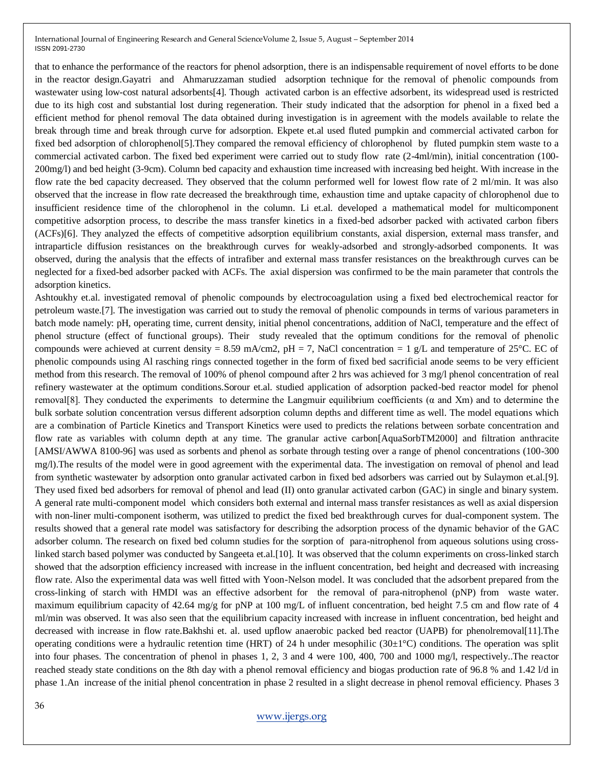that to enhance the performance of the reactors for phenol adsorption, there is an indispensable requirement of novel efforts to be done in the reactor design.Gayatri and Ahmaruzzaman studied adsorption technique for the removal of phenolic compounds from wastewater using low-cost natural adsorbents[4]. Though activated carbon is an effective adsorbent, its widespread used is restricted due to its high cost and substantial lost during regeneration. Their study indicated that the adsorption for phenol in a fixed bed a efficient method for phenol removal The data obtained during investigation is in agreement with the models available to relate the break through time and break through curve for adsorption. Ekpete et.al used fluted pumpkin and commercial activated carbon for fixed bed adsorption of chlorophenol[5].They compared the removal efficiency of chlorophenol by fluted pumpkin stem waste to a commercial activated carbon. The fixed bed experiment were carried out to study flow rate (2-4ml/min), initial concentration (100-200mg/l) and bed height (3-9cm). Column bed capacity and exhaustion time increased with increasing bed height. With increase in the flow rate the bed capacity decreased. They observed that the column performed well for lowest flow rate of 2 ml/min. It was also observed that the increase in flow rate decreased the breakthrough time, exhaustion time and uptake capacity of chlorophenol due to insufficient residence time of the chlorophenol in the column. Li et.al. developed a mathematical model for multicomponent competitive adsorption process, to describe the mass transfer kinetics in a fixed-bed adsorber packed with activated carbon fibers (ACFs)[6]. They analyzed the effects of competitive adsorption equilibrium constants, axial dispersion, external mass transfer, and intraparticle diffusion resistances on the breakthrough curves for weakly-adsorbed and strongly-adsorbed components. It was observed, during the analysis that the effects of intrafiber and external mass transfer resistances on the breakthrough curves can be neglected for a fixed-bed adsorber packed with ACFs. The axial dispersion was confirmed to be the main parameter that controls the adsorption kinetics.

Ashtoukhy et.al. investigated removal of phenolic compounds by electrocoagulation using a fixed bed electrochemical reactor for petroleum waste.[7]. The investigation was carried out to study the removal of phenolic compounds in terms of various parameters in batch mode namely: pH, operating time, current density, initial phenol concentrations, addition of NaCl, temperature and the effect of phenol structure (effect of functional groups). Their study revealed that the optimum conditions for the removal of phenolic compounds were achieved at current density = 8.59 mA/cm2, pH = 7, NaCl concentration = 1 g/L and temperature of 25°C. EC of phenolic compounds using Al rasching rings connected together in the form of fixed bed sacrificial anode seems to be very efficient method from this research. The removal of 100% of phenol compound after 2 hrs was achieved for 3 mg/l phenol concentration of real refinery wastewater at the optimum conditions.Sorour et.al. studied application of adsorption packed-bed reactor model for phenol removal[8]. They conducted the experiments to determine the Langmuir equilibrium coefficients (α and Xm) and to determine the bulk sorbate solution concentration versus different adsorption column depths and different time as well. The model equations which are a combination of Particle Kinetics and Transport Kinetics were used to predicts the relations between sorbate concentration and flow rate as variables with column depth at any time. The granular active carbon[AquaSorbTM2000] and filtration anthracite [AMSI/AWWA 8100-96] was used as sorbents and phenol as sorbate through testing over a range of phenol concentrations (100-300 mg/l).The results of the model were in good agreement with the experimental data. The investigation on removal of phenol and lead from synthetic wastewater by adsorption onto granular activated carbon in fixed bed adsorbers was carried out by Sulaymon et.al.[9]. They used fixed bed adsorbers for removal of phenol and lead (II) onto granular activated carbon (GAC) in single and binary system. A general rate multi-component model which considers both external and internal mass transfer resistances as well as axial dispersion with non-liner multi-component isotherm, was utilized to predict the fixed bed breakthrough curves for dual-component system. The results showed that a general rate model was satisfactory for describing the adsorption process of the dynamic behavior of the GAC adsorber column. The research on fixed bed column studies for the sorption of para-nitrophenol from aqueous solutions using cross-linked starch based polymer was conducted by Sangeeta et.al.[10]. It was observed that the column experiments on cross-linked starch showed that the adsorption efficiency increased with increase in the influent concentration, bed height and decreased with increasing flow rate. Also the experimental data was well fitted with Yoon-Nelson model. It was concluded that the adsorbent prepared from the cross-linking of starch with HMDI was an effective adsorbent for the removal of para-nitrophenol (pNP) from waste water. maximum equilibrium capacity of 42.64 mg/g for pNP at 100 mg/L of influent concentration, bed height 7.5 cm and flow rate of 4 ml/min was observed. It was also seen that the equilibrium capacity increased with increase in influent concentration, bed height and decreased with increase in flow rate.Bakhshi et. al. used upflow anaerobic packed bed reactor (UAPB) for phenolremoval[11].The operating conditions were a hydraulic retention time (HRT) of 24 h under mesophilic (30±1°C) conditions. The operation was split into four phases. The concentration of phenol in phases 1, 2, 3 and 4 were 100, 400, 700 and 1000 mg/l, respectively..The reactor reached steady state conditions on the 8th day with a phenol removal efficiency and biogas production rate of 96.8 % and 1.42 l/d in phase 1.An increase of the initial phenol concentration in phase 2 resulted in a slight decrease in phenol removal efficiency. Phases 3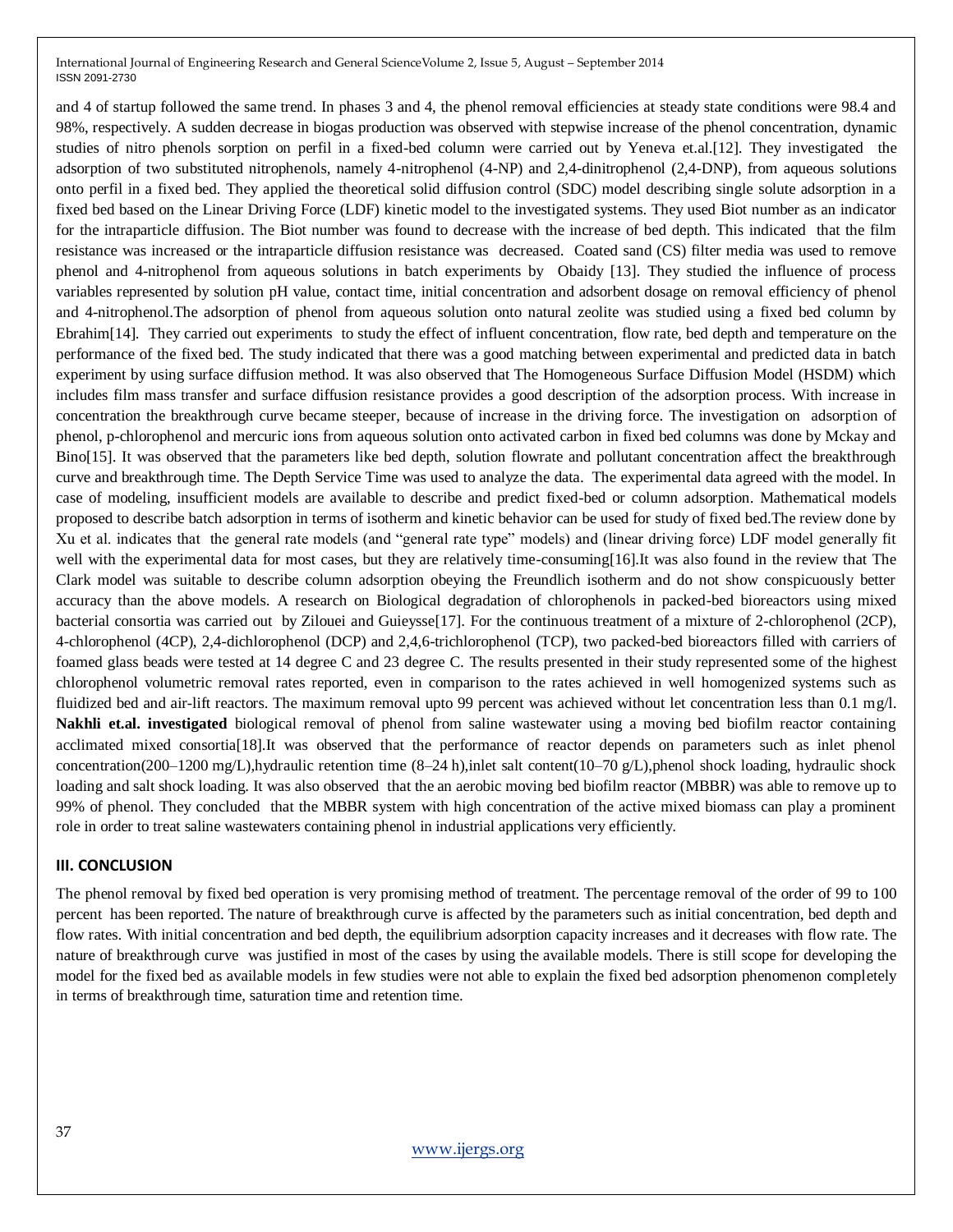and 4 of startup followed the same trend. In phases 3 and 4, the phenol removal efficiencies at steady state conditions were 98.4 and 98%, respectively. A sudden decrease in biogas production was observed with stepwise increase of the phenol concentration, dynamic studies of nitro phenols sorption on perfil in a fixed-bed column were carried out by Yeneva et.al.[12]. They investigated the adsorption of two substituted nitrophenols, namely 4-nitrophenol (4-NP) and 2,4-dinitrophenol (2,4-DNP), from aqueous solutions onto perfil in a fixed bed. They applied the theoretical solid diffusion control (SDC) model describing single solute adsorption in a fixed bed based on the Linear Driving Force (LDF) kinetic model to the investigated systems. They used Biot number as an indicator for the intraparticle diffusion. The Biot number was found to decrease with the increase of bed depth. This indicated that the film resistance was increased or the intraparticle diffusion resistance was decreased. Coated sand (CS) filter media was used to remove phenol and 4-nitrophenol from aqueous solutions in batch experiments by Obaidy [13]. They studied the influence of process variables represented by solution pH value, contact time, initial concentration and adsorbent dosage on removal efficiency of phenol and 4-nitrophenol.The adsorption of phenol from aqueous solution onto natural zeolite was studied using a fixed bed column by Ebrahim[14]. They carried out experiments to study the effect of influent concentration, flow rate, bed depth and temperature on the performance of the fixed bed. The study indicated that there was a good matching between experimental and predicted data in batch experiment by using surface diffusion method. It was also observed that The Homogeneous Surface Diffusion Model (HSDM) which includes film mass transfer and surface diffusion resistance provides a good description of the adsorption process. With increase in concentration the breakthrough curve became steeper, because of increase in the driving force. The investigation on adsorption of phenol, p-chlorophenol and mercuric ions from aqueous solution onto activated carbon in fixed bed columns was done by Mckay and Bino[15]. It was observed that the parameters like bed depth, solution flowrate and pollutant concentration affect the breakthrough curve and breakthrough time. The Depth Service Time was used to analyze the data. The experimental data agreed with the model. In case of modeling, insufficient models are available to describe and predict fixed-bed or column adsorption. Mathematical models proposed to describe batch adsorption in terms of isotherm and kinetic behavior can be used for study of fixed bed.The review done by Xu et al. indicates that the general rate models (and "general rate type" models) and (linear driving force) LDF model generally fit well with the experimental data for most cases, but they are relatively time-consuming[16].It was also found in the review that The Clark model was suitable to describe column adsorption obeying the Freundlich isotherm and do not show conspicuously better accuracy than the above models. A research on Biological degradation of chlorophenols in packed-bed bioreactors using mixed bacterial consortia was carried out by Zilouei and Guieysse[17]. For the continuous treatment of a mixture of 2-chlorophenol (2CP), 4-chlorophenol (4CP), 2,4-dichlorophenol (DCP) and 2,4,6-trichlorophenol (TCP), two packed-bed bioreactors filled with carriers of foamed glass beads were tested at 14 degree C and 23 degree C. The results presented in their study represented some of the highest chlorophenol volumetric removal rates reported, even in comparison to the rates achieved in well homogenized systems such as fluidized bed and air-lift reactors. The maximum removal upto 99 percent was achieved without let concentration less than 0.1 mg/l. **Nakhli et.al. investigated** biological removal of phenol from saline wastewater using a moving bed biofilm reactor containing acclimated mixed consortia[18].It was observed that the performance of reactor depends on parameters such as inlet phenol concentration(200–1200 mg/L),hydraulic retention time (8–24 h),inlet salt content(10–70 g/L),phenol shock loading, hydraulic shock loading and salt shock loading. It was also observed that the an aerobic moving bed biofilm reactor (MBBR) was able to remove up to 99% of phenol. They concluded that the MBBR system with high concentration of the active mixed biomass can play a prominent role in order to treat saline wastewaters containing phenol in industrial applications very efficiently.

## III. CONCLUSION

The phenol removal by fixed bed operation is very promising method of treatment. The percentage removal of the order of 99 to 100 percent has been reported. The nature of breakthrough curve is affected by the parameters such as initial concentration, bed depth and flow rates. With initial concentration and bed depth, the equilibrium adsorption capacity increases and it decreases with flow rate. The nature of breakthrough curve was justified in most of the cases by using the available models. There is still scope for developing the model for the fixed bed as available models in few studies were not able to explain the fixed bed adsorption phenomenon completely in terms of breakthrough time, saturation time and retention time.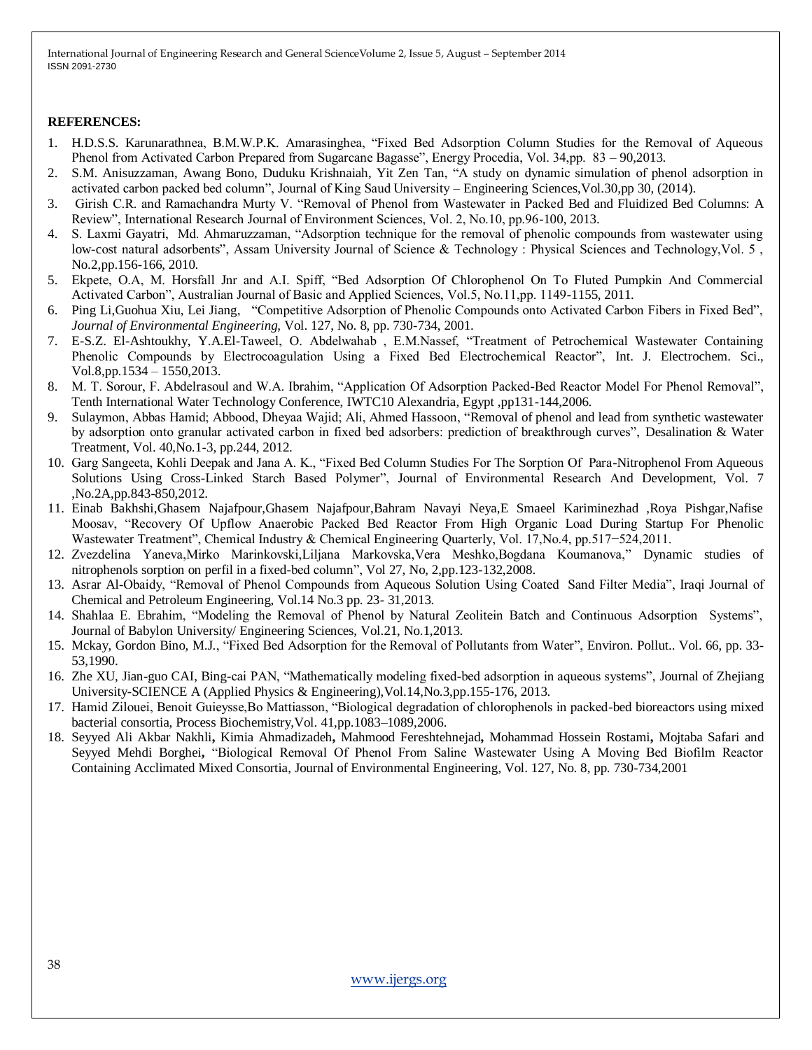**REFERENCES:**

1. H.D.S.S. Karunarathnea, B.M.W.P.K. Amarasinghea, “Fixed Bed Adsorption Column Studies for the Removal of Aqueous Phenol from Activated Carbon Prepared from Sugarcane Bagasse”, Energy Procedia, Vol. 34,pp. 83 – 90,2013.
2. S.M. Anisuzzaman, Awang Bono, Duduku Krishnaiah, Yit Zen Tan, “A study on dynamic simulation of phenol adsorption in activated carbon packed bed column”, Journal of King Saud University – Engineering Sciences,Vol.30,pp 30, (2014).
3. Girish C.R. and Ramachandra Murty V. “Removal of Phenol from Wastewater in Packed Bed and Fluidized Bed Columns: A Review”, International Research Journal of Environment Sciences, Vol. 2, No.10, pp.96-100, 2013.
4. S. Laxmi Gayatri, Md. Ahmaruzzaman, “Adsorption technique for the removal of phenolic compounds from wastewater using low-cost natural adsorbents”, Assam University Journal of Science & Technology : Physical Sciences and Technology,Vol. 5 , No.2,pp.156-166, 2010.
5. Ekpete, O.A, M. Horsfall Jnr and A.I. Spiff, “Bed Adsorption Of Chlorophenol On To Fluted Pumpkin And Commercial Activated Carbon”, Australian Journal of Basic and Applied Sciences, Vol.5, No.11,pp. 1149-1155, 2011.
6. Ping Li,Guohua Xiu, Lei Jiang, “Competitive Adsorption of Phenolic Compounds onto Activated Carbon Fibers in Fixed Bed”, *Journal of Environmental Engineering*, Vol. 127, No. 8, pp. 730-734, 2001.
7. E-S.Z. El-Ashtoukhy, Y.A.El-Taweel, O. Abdelwahab , E.M.Nassef, “Treatment of Petrochemical Wastewater Containing Phenolic Compounds by Electrocoagulation Using a Fixed Bed Electrochemical Reactor”, Int. J. Electrochem. Sci., Vol.8,pp.1534 – 1550,2013.
8. M. T. Sorour, F. Abdelrasoul and W.A. Ibrahim, “Application Of Adsorption Packed-Bed Reactor Model For Phenol Removal”, Tenth International Water Technology Conference, IWTC10 Alexandria, Egypt ,pp131-144,2006.
9. Sulaymon, Abbas Hamid; Abbood, Dheyaa Wajid; Ali, Ahmed Hassoon, “Removal of phenol and lead from synthetic wastewater by adsorption onto granular activated carbon in fixed bed adsorbers: prediction of breakthrough curves”, Desalination & Water Treatment, Vol. 40,No.1-3, pp.244, 2012.
10. Garg Sangeeta, Kohli Deepak and Jana A. K., “Fixed Bed Column Studies For The Sorption Of Para-Nitrophenol From Aqueous Solutions Using Cross-Linked Starch Based Polymer”, Journal of Environmental Research And Development, Vol. 7 ,No.2A,pp.843-850,2012.
11. Einab Bakhshi,Ghasem Najafpour,Ghasem Najafpour,Bahram Navayi Neya,E Smaeel Kariminezhad ,Roya Pishgar,Nafise Moosav, “Recovery Of Upflow Anaerobic Packed Bed Reactor From High Organic Load During Startup For Phenolic Wastewater Treatment”, Chemical Industry & Chemical Engineering Quarterly, Vol. 17,No.4, pp.517−524,2011.
12. Zvezdelina Yaneva,Mirko Marinkovski,Liljana Markovska,Vera Meshko,Bogdana Koumanova,” Dynamic studies of nitrophenols sorption on perfil in a fixed-bed column”, Vol 27, No, 2,pp.123-132,2008.
13. Asrar Al-Obaidy, “Removal of Phenol Compounds from Aqueous Solution Using Coated Sand Filter Media”, Iraqi Journal of Chemical and Petroleum Engineering, Vol.14 No.3 pp. 23- 31,2013.
14. Shahlaa E. Ebrahim, “Modeling the Removal of Phenol by Natural Zeolitein Batch and Continuous Adsorption Systems”, Journal of Babylon University/ Engineering Sciences, Vol.21, No.1,2013.
15. Mckay, Gordon Bino, M.J., “Fixed Bed Adsorption for the Removal of Pollutants from Water”, Environ. Pollut.. Vol. 66, pp. 33-53,1990.
16. Zhe XU, Jian-guo CAI, Bing-cai PAN, “Mathematically modeling fixed-bed adsorption in aqueous systems”, Journal of Zhejiang University-SCIENCE A (Applied Physics & Engineering),Vol.14,No.3,pp.155-176, 2013.
17. Hamid Zilouei, Benoit Guieysse,Bo Mattiasson, “Biological degradation of chlorophenols in packed-bed bioreactors using mixed bacterial consortia, Process Biochemistry,Vol. 41,pp.1083–1089,2006.
18. Seyyed Ali Akbar Nakhli**,** Kimia Ahmadizadeh**,** Mahmood Fereshtehnejad**,** Mohammad Hossein Rostami**,** Mojtaba Safari and Seyyed Mehdi Borghei**,** “Biological Removal Of Phenol From Saline Wastewater Using A Moving Bed Biofilm Reactor Containing Acclimated Mixed Consortia, Journal of Environmental Engineering, Vol. 127, No. 8, pp. 730-734,2001